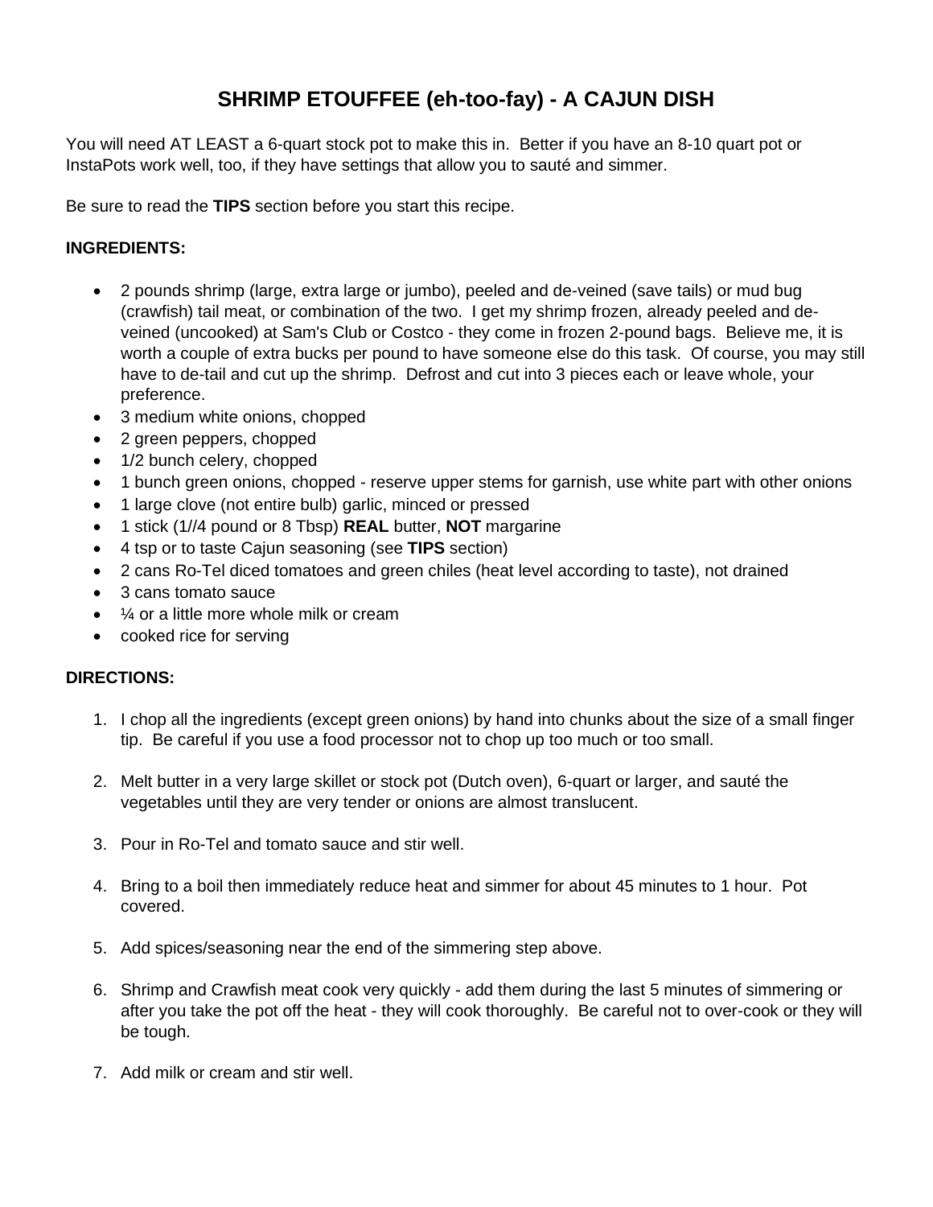# SHRIMP ETOUFFEE (eh-too-fay) - A CAJUN DISH

You will need AT LEAST a 6-quart stock pot to make this in. Better if you have an 8-10 quart pot or InstaPots work well, too, if they have settings that allow you to sauté and simmer.

Be sure to read the **TIPS** section before you start this recipe.

**INGREDIENTS:**

- 2 pounds shrimp (large, extra large or jumbo), peeled and de-veined (save tails) or mud bug (crawfish) tail meat, or combination of the two. I get my shrimp frozen, already peeled and de-veined (uncooked) at Sam's Club or Costco - they come in frozen 2-pound bags. Believe me, it is worth a couple of extra bucks per pound to have someone else do this task. Of course, you may still have to de-tail and cut up the shrimp. Defrost and cut into 3 pieces each or leave whole, your preference.
- 3 medium white onions, chopped
- 2 green peppers, chopped
- 1/2 bunch celery, chopped
- 1 bunch green onions, chopped - reserve upper stems for garnish, use white part with other onions
- 1 large clove (not entire bulb) garlic, minced or pressed
- 1 stick (1//4 pound or 8 Tbsp) **REAL** butter, **NOT** margarine
- 4 tsp or to taste Cajun seasoning (see **TIPS** section)
- 2 cans Ro-Tel diced tomatoes and green chiles (heat level according to taste), not drained
- 3 cans tomato sauce
- ¼ or a little more whole milk or cream
- cooked rice for serving

**DIRECTIONS:**

1. I chop all the ingredients (except green onions) by hand into chunks about the size of a small finger tip. Be careful if you use a food processor not to chop up too much or too small.

2. Melt butter in a very large skillet or stock pot (Dutch oven), 6-quart or larger, and sauté the vegetables until they are very tender or onions are almost translucent.

3. Pour in Ro-Tel and tomato sauce and stir well.

4. Bring to a boil then immediately reduce heat and simmer for about 45 minutes to 1 hour. Pot covered.

5. Add spices/seasoning near the end of the simmering step above.

6. Shrimp and Crawfish meat cook very quickly - add them during the last 5 minutes of simmering or after you take the pot off the heat - they will cook thoroughly. Be careful not to over-cook or they will be tough.

7. Add milk or cream and stir well.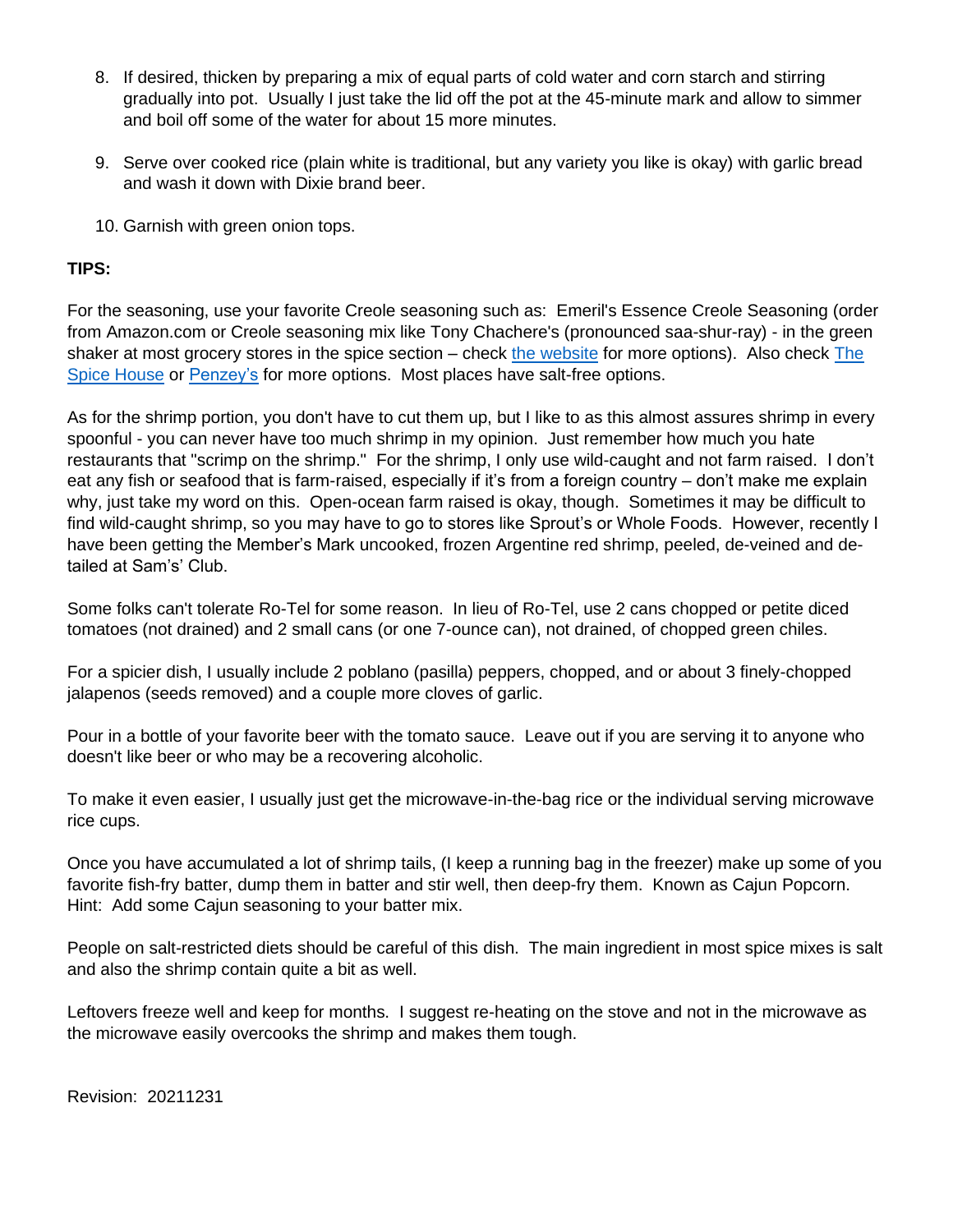8. If desired, thicken by preparing a mix of equal parts of cold water and corn starch and stirring gradually into pot. Usually I just take the lid off the pot at the 45-minute mark and allow to simmer and boil off some of the water for about 15 more minutes.

9. Serve over cooked rice (plain white is traditional, but any variety you like is okay) with garlic bread and wash it down with Dixie brand beer.

10. Garnish with green onion tops.

**TIPS:**

For the seasoning, use your favorite Creole seasoning such as: Emeril's Essence Creole Seasoning (order from Amazon.com or Creole seasoning mix like Tony Chachere's (pronounced saa-shur-ray) - in the green shaker at most grocery stores in the spice section – check the website for more options). Also check The Spice House or Penzey's for more options. Most places have salt-free options.

As for the shrimp portion, you don't have to cut them up, but I like to as this almost assures shrimp in every spoonful - you can never have too much shrimp in my opinion. Just remember how much you hate restaurants that "scrimp on the shrimp." For the shrimp, I only use wild-caught and not farm raised. I don't eat any fish or seafood that is farm-raised, especially if it's from a foreign country – don't make me explain why, just take my word on this. Open-ocean farm raised is okay, though. Sometimes it may be difficult to find wild-caught shrimp, so you may have to go to stores like Sprout's or Whole Foods. However, recently I have been getting the Member's Mark uncooked, frozen Argentine red shrimp, peeled, de-veined and de-tailed at Sam's' Club.

Some folks can't tolerate Ro-Tel for some reason. In lieu of Ro-Tel, use 2 cans chopped or petite diced tomatoes (not drained) and 2 small cans (or one 7-ounce can), not drained, of chopped green chiles.

For a spicier dish, I usually include 2 poblano (pasilla) peppers, chopped, and or about 3 finely-chopped jalapenos (seeds removed) and a couple more cloves of garlic.

Pour in a bottle of your favorite beer with the tomato sauce. Leave out if you are serving it to anyone who doesn't like beer or who may be a recovering alcoholic.

To make it even easier, I usually just get the microwave-in-the-bag rice or the individual serving microwave rice cups.

Once you have accumulated a lot of shrimp tails, (I keep a running bag in the freezer) make up some of you favorite fish-fry batter, dump them in batter and stir well, then deep-fry them. Known as Cajun Popcorn. Hint: Add some Cajun seasoning to your batter mix.

People on salt-restricted diets should be careful of this dish. The main ingredient in most spice mixes is salt and also the shrimp contain quite a bit as well.

Leftovers freeze well and keep for months. I suggest re-heating on the stove and not in the microwave as the microwave easily overcooks the shrimp and makes them tough.

Revision: 20211231